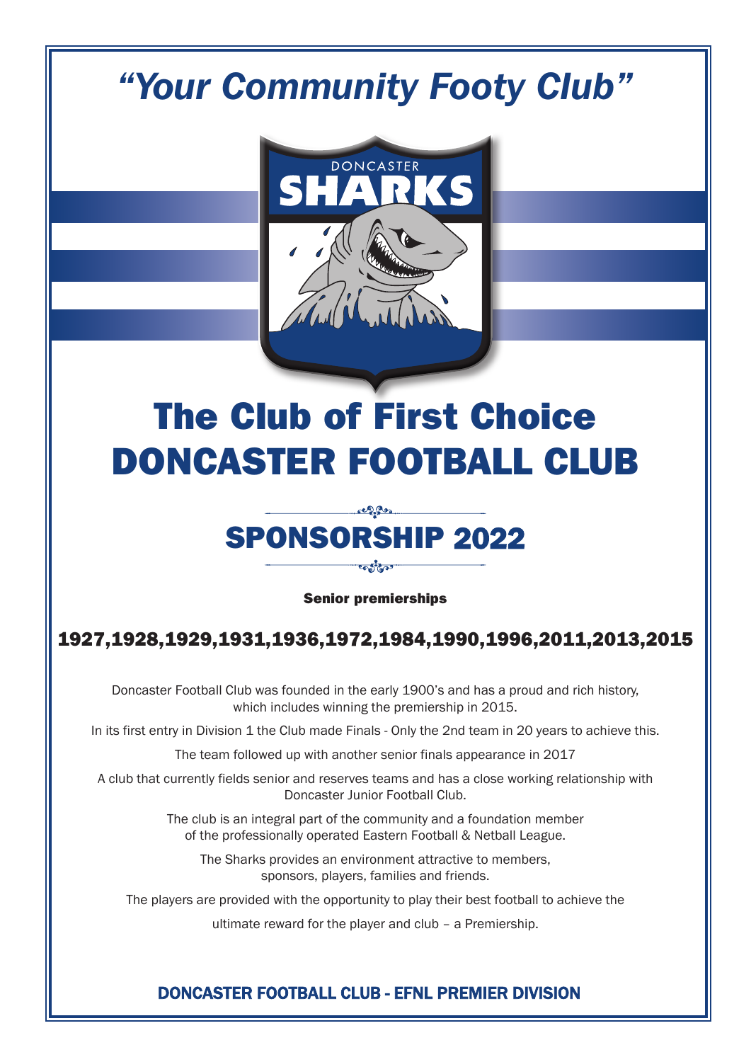*"Your Community Footy Club"*

DONCASTER
SHARKS

# The Club of First Choice
# DONCASTER FOOTBALL CLUB

## SPONSORSHIP 2022

**Senior premierships**

### 1927,1928,1929,1931,1936,1972,1984,1990,1996,2011,2013,2015

Doncaster Football Club was founded in the early 1900's and has a proud and rich history, which includes winning the premiership in 2015.

In its first entry in Division 1 the Club made Finals - Only the 2nd team in 20 years to achieve this.

The team followed up with another senior finals appearance in 2017

A club that currently fields senior and reserves teams and has a close working relationship with Doncaster Junior Football Club.

The club is an integral part of the community and a foundation member of the professionally operated Eastern Football & Netball League.

The Sharks provides an environment attractive to members, sponsors, players, families and friends.

The players are provided with the opportunity to play their best football to achieve the

ultimate reward for the player and club – a Premiership.

**DONCASTER FOOTBALL CLUB - EFNL PREMIER DIVISION**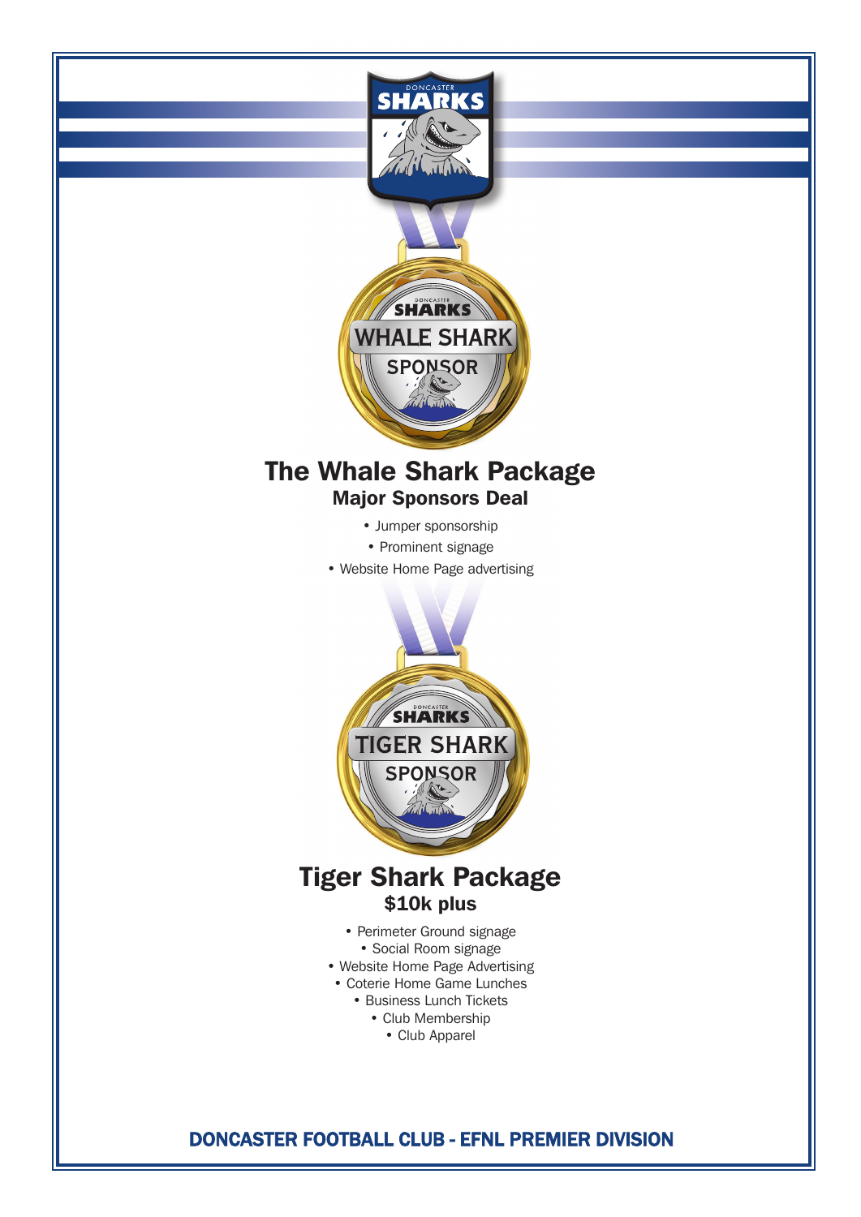## The Whale Shark Package

### Major Sponsors Deal

- Jumper sponsorship
- Prominent signage
- Website Home Page advertising

## Tiger Shark Package

### $10k plus

- Perimeter Ground signage
- Social Room signage
- Website Home Page Advertising
- Coterie Home Game Lunches
- Business Lunch Tickets
- Club Membership
- Club Apparel

**DONCASTER FOOTBALL CLUB - EFNL PREMIER DIVISION**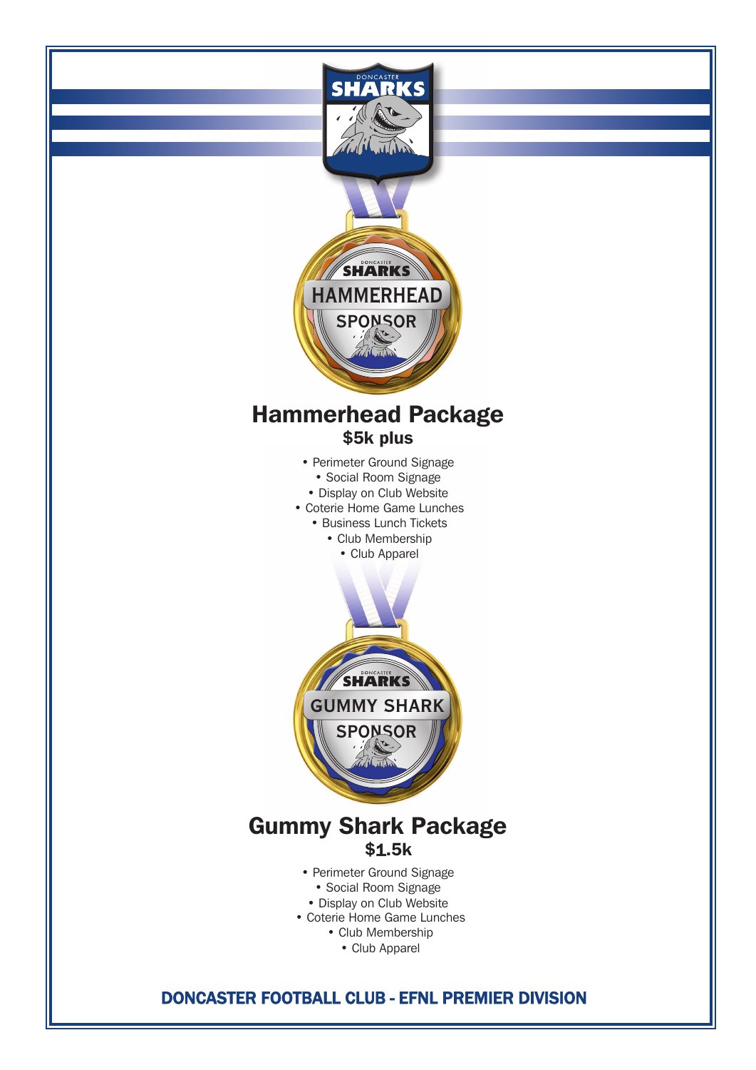## Hammerhead Package

**$5k plus**

- Perimeter Ground Signage
- Social Room Signage
- Display on Club Website
- Coterie Home Game Lunches
- Business Lunch Tickets
- Club Membership
- Club Apparel

## Gummy Shark Package

**$1.5k**

- Perimeter Ground Signage
- Social Room Signage
- Display on Club Website
- Coterie Home Game Lunches
- Club Membership
- Club Apparel

**DONCASTER FOOTBALL CLUB - EFNL PREMIER DIVISION**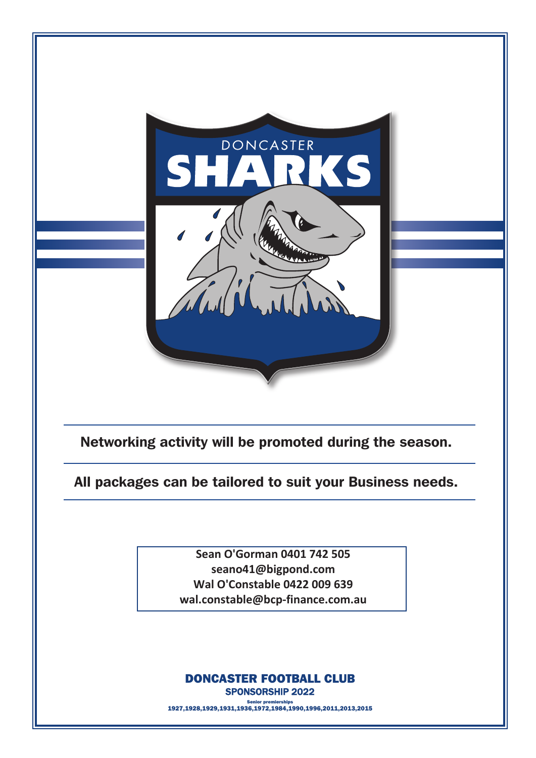Networking activity will be promoted during the season.

All packages can be tailored to suit your Business needs.

**Sean O'Gorman 0401 742 505**
**seano41@bigpond.com**
**Wal O'Constable 0422 009 639**
**wal.constable@bcp-finance.com.au**

**DONCASTER FOOTBALL CLUB**

**SPONSORSHIP 2022**

Senior premierships
1927,1928,1929,1931,1936,1972,1984,1990,1996,2011,2013,2015